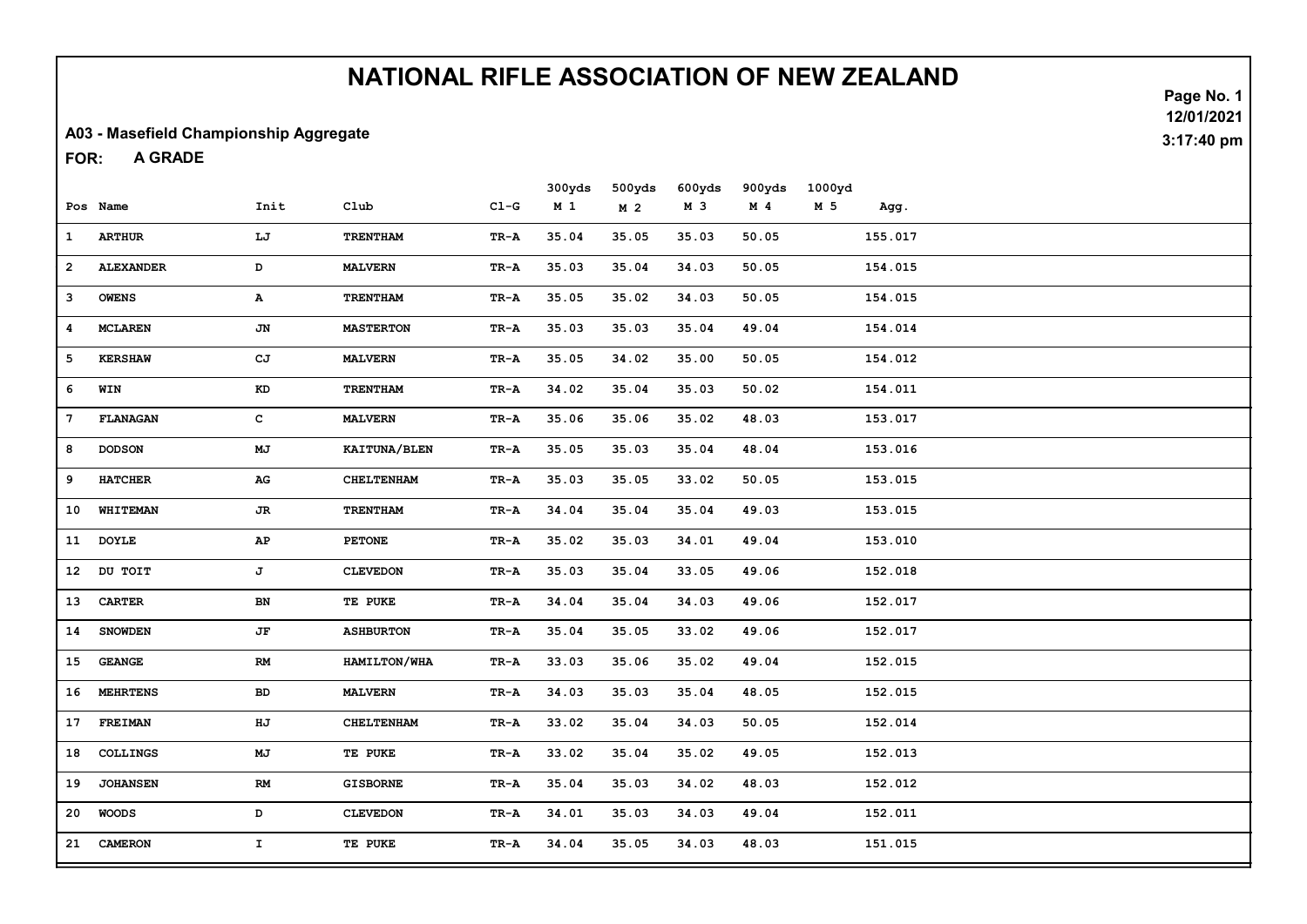# NATIONAL RIFLE ASSOCIATION OF NEW ZEALAND

12/01/2021
3:17:40 pm

**A03 - Masefield Championship Aggregate**

**FOR: A GRADE**

| Pos | Name | Init | Club | Cl-G | 300yds M 1 | 500yds M 2 | 600yds M 3 | 900yds M 4 | 1000yd M 5 | Agg. |
|---|---|---|---|---|---|---|---|---|---|---|
| 1 | ARTHUR | LJ | TRENTHAM | TR-A | 35.04 | 35.05 | 35.03 | 50.05 | | 155.017 |
| 2 | ALEXANDER | D | MALVERN | TR-A | 35.03 | 35.04 | 34.03 | 50.05 | | 154.015 |
| 3 | OWENS | A | TRENTHAM | TR-A | 35.05 | 35.02 | 34.03 | 50.05 | | 154.015 |
| 4 | MCLAREN | JN | MASTERTON | TR-A | 35.03 | 35.03 | 35.04 | 49.04 | | 154.014 |
| 5 | KERSHAW | CJ | MALVERN | TR-A | 35.05 | 34.02 | 35.00 | 50.05 | | 154.012 |
| 6 | WIN | KD | TRENTHAM | TR-A | 34.02 | 35.04 | 35.03 | 50.02 | | 154.011 |
| 7 | FLANAGAN | C | MALVERN | TR-A | 35.06 | 35.06 | 35.02 | 48.03 | | 153.017 |
| 8 | DODSON | MJ | KAITUNA/BLEN | TR-A | 35.05 | 35.03 | 35.04 | 48.04 | | 153.016 |
| 9 | HATCHER | AG | CHELTENHAM | TR-A | 35.03 | 35.05 | 33.02 | 50.05 | | 153.015 |
| 10 | WHITEMAN | JR | TRENTHAM | TR-A | 34.04 | 35.04 | 35.04 | 49.03 | | 153.015 |
| 11 | DOYLE | AP | PETONE | TR-A | 35.02 | 35.03 | 34.01 | 49.04 | | 153.010 |
| 12 | DU TOIT | J | CLEVEDON | TR-A | 35.03 | 35.04 | 33.05 | 49.06 | | 152.018 |
| 13 | CARTER | BN | TE PUKE | TR-A | 34.04 | 35.04 | 34.03 | 49.06 | | 152.017 |
| 14 | SNOWDEN | JF | ASHBURTON | TR-A | 35.04 | 35.05 | 33.02 | 49.06 | | 152.017 |
| 15 | GEANGE | RM | HAMILTON/WHA | TR-A | 33.03 | 35.06 | 35.02 | 49.04 | | 152.015 |
| 16 | MEHRTENS | BD | MALVERN | TR-A | 34.03 | 35.03 | 35.04 | 48.05 | | 152.015 |
| 17 | FREIMAN | HJ | CHELTENHAM | TR-A | 33.02 | 35.04 | 34.03 | 50.05 | | 152.014 |
| 18 | COLLINGS | MJ | TE PUKE | TR-A | 33.02 | 35.04 | 35.02 | 49.05 | | 152.013 |
| 19 | JOHANSEN | RM | GISBORNE | TR-A | 35.04 | 35.03 | 34.02 | 48.03 | | 152.012 |
| 20 | WOODS | D | CLEVEDON | TR-A | 34.01 | 35.03 | 34.03 | 49.04 | | 152.011 |
| 21 | CAMERON | I | TE PUKE | TR-A | 34.04 | 35.05 | 34.03 | 48.03 | | 151.015 |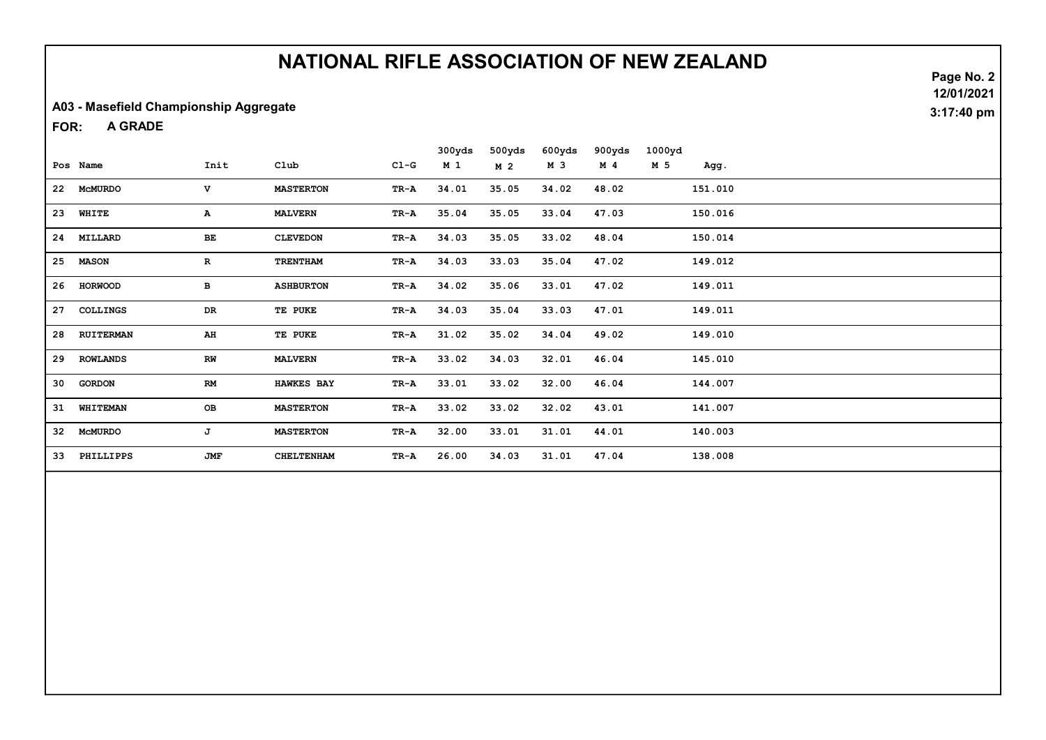# NATIONAL RIFLE ASSOCIATION OF NEW ZEALAND

12/01/2021
3:17:40 pm

A03 - Masefield Championship Aggregate

FOR: A GRADE

| Pos | Name | Init | Club | Cl-G | 300yds M 1 | 500yds M 2 | 600yds M 3 | 900yds M 4 | 1000yd M 5 | Agg. |
|---|---|---|---|---|---|---|---|---|---|---|
| 22 | McMURDO | V | MASTERTON | TR-A | 34.01 | 35.05 | 34.02 | 48.02 | | 151.010 |
| 23 | WHITE | A | MALVERN | TR-A | 35.04 | 35.05 | 33.04 | 47.03 | | 150.016 |
| 24 | MILLARD | BE | CLEVEDON | TR-A | 34.03 | 35.05 | 33.02 | 48.04 | | 150.014 |
| 25 | MASON | R | TRENTHAM | TR-A | 34.03 | 33.03 | 35.04 | 47.02 | | 149.012 |
| 26 | HORWOOD | B | ASHBURTON | TR-A | 34.02 | 35.06 | 33.01 | 47.02 | | 149.011 |
| 27 | COLLINGS | DR | TE PUKE | TR-A | 34.03 | 35.04 | 33.03 | 47.01 | | 149.011 |
| 28 | RUITERMAN | AH | TE PUKE | TR-A | 31.02 | 35.02 | 34.04 | 49.02 | | 149.010 |
| 29 | ROWLANDS | RW | MALVERN | TR-A | 33.02 | 34.03 | 32.01 | 46.04 | | 145.010 |
| 30 | GORDON | RM | HAWKES BAY | TR-A | 33.01 | 33.02 | 32.00 | 46.04 | | 144.007 |
| 31 | WHITEMAN | OB | MASTERTON | TR-A | 33.02 | 33.02 | 32.02 | 43.01 | | 141.007 |
| 32 | McMURDO | J | MASTERTON | TR-A | 32.00 | 33.01 | 31.01 | 44.01 | | 140.003 |
| 33 | PHILLIPPS | JMF | CHELTENHAM | TR-A | 26.00 | 34.03 | 31.01 | 47.04 | | 138.008 |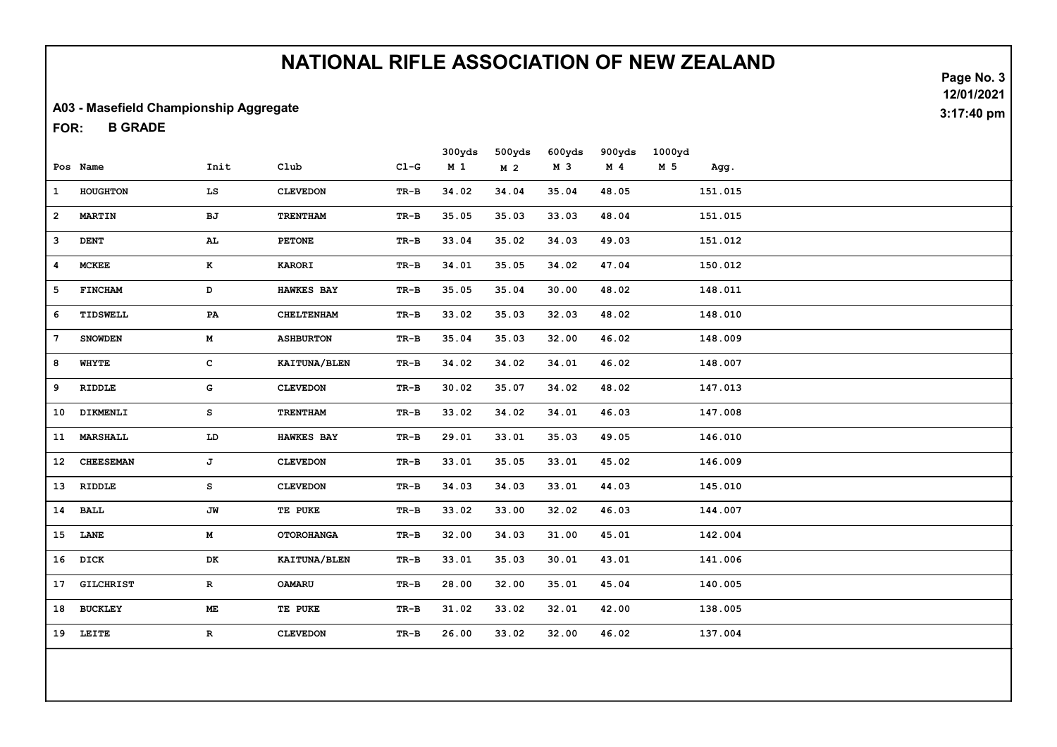# NATIONAL RIFLE ASSOCIATION OF NEW ZEALAND

12/01/2021
3:17:40 pm

**A03 - Masefield Championship Aggregate**

**FOR: B GRADE**

| Pos | Name | Init | Club | Cl-G | 300yds M 1 | 500yds M 2 | 600yds M 3 | 900yds M 4 | 1000yd M 5 | Agg. |
|---|---|---|---|---|---|---|---|---|---|---|
| 1 | HOUGHTON | LS | CLEVEDON | TR-B | 34.02 | 34.04 | 35.04 | 48.05 | | 151.015 |
| 2 | MARTIN | BJ | TRENTHAM | TR-B | 35.05 | 35.03 | 33.03 | 48.04 | | 151.015 |
| 3 | DENT | AL | PETONE | TR-B | 33.04 | 35.02 | 34.03 | 49.03 | | 151.012 |
| 4 | MCKEE | K | KARORI | TR-B | 34.01 | 35.05 | 34.02 | 47.04 | | 150.012 |
| 5 | FINCHAM | D | HAWKES BAY | TR-B | 35.05 | 35.04 | 30.00 | 48.02 | | 148.011 |
| 6 | TIDSWELL | PA | CHELTENHAM | TR-B | 33.02 | 35.03 | 32.03 | 48.02 | | 148.010 |
| 7 | SNOWDEN | M | ASHBURTON | TR-B | 35.04 | 35.03 | 32.00 | 46.02 | | 148.009 |
| 8 | WHYTE | C | KAITUNA/BLEN | TR-B | 34.02 | 34.02 | 34.01 | 46.02 | | 148.007 |
| 9 | RIDDLE | G | CLEVEDON | TR-B | 30.02 | 35.07 | 34.02 | 48.02 | | 147.013 |
| 10 | DIKMENLI | S | TRENTHAM | TR-B | 33.02 | 34.02 | 34.01 | 46.03 | | 147.008 |
| 11 | MARSHALL | LD | HAWKES BAY | TR-B | 29.01 | 33.01 | 35.03 | 49.05 | | 146.010 |
| 12 | CHEESEMAN | J | CLEVEDON | TR-B | 33.01 | 35.05 | 33.01 | 45.02 | | 146.009 |
| 13 | RIDDLE | S | CLEVEDON | TR-B | 34.03 | 34.03 | 33.01 | 44.03 | | 145.010 |
| 14 | BALL | JW | TE PUKE | TR-B | 33.02 | 33.00 | 32.02 | 46.03 | | 144.007 |
| 15 | LANE | M | OTOROHANGA | TR-B | 32.00 | 34.03 | 31.00 | 45.01 | | 142.004 |
| 16 | DICK | DK | KAITUNA/BLEN | TR-B | 33.01 | 35.03 | 30.01 | 43.01 | | 141.006 |
| 17 | GILCHRIST | R | OAMARU | TR-B | 28.00 | 32.00 | 35.01 | 45.04 | | 140.005 |
| 18 | BUCKLEY | ME | TE PUKE | TR-B | 31.02 | 33.02 | 32.01 | 42.00 | | 138.005 |
| 19 | LEITE | R | CLEVEDON | TR-B | 26.00 | 33.02 | 32.00 | 46.02 | | 137.004 |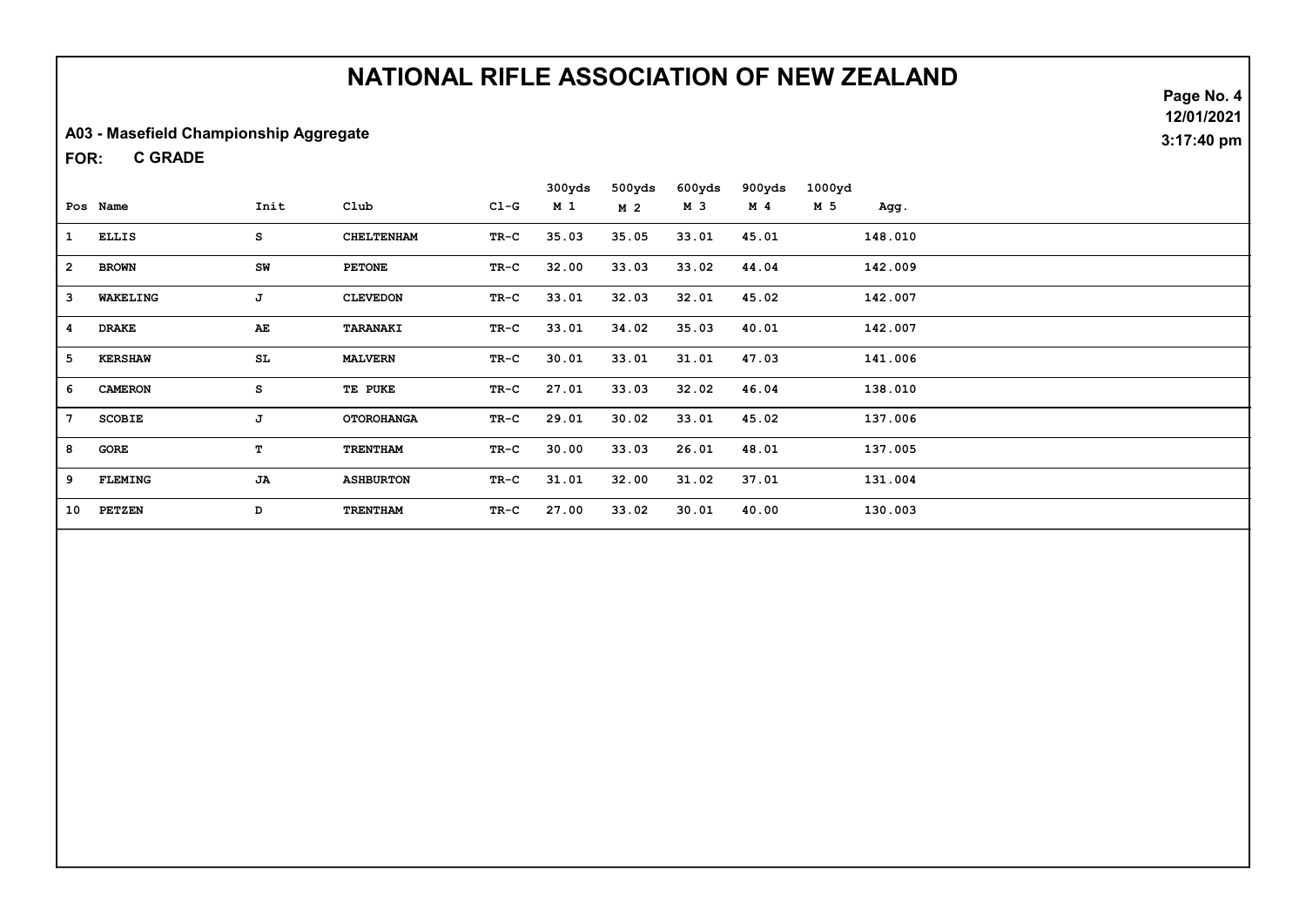# NATIONAL RIFLE ASSOCIATION OF NEW ZEALAND

12/01/2021
3:17:40 pm

## A03 - Masefield Championship Aggregate

**FOR: C GRADE**

| Pos | Name | Init | Club | Cl-G | 300yds M 1 | 500yds M 2 | 600yds M 3 | 900yds M 4 | 1000yd M 5 | Agg. |
|---|---|---|---|---|---|---|---|---|---|---|
| 1 | ELLIS | S | CHELTENHAM | TR-C | 35.03 | 35.05 | 33.01 | 45.01 | | 148.010 |
| 2 | BROWN | SW | PETONE | TR-C | 32.00 | 33.03 | 33.02 | 44.04 | | 142.009 |
| 3 | WAKELING | J | CLEVEDON | TR-C | 33.01 | 32.03 | 32.01 | 45.02 | | 142.007 |
| 4 | DRAKE | AE | TARANAKI | TR-C | 33.01 | 34.02 | 35.03 | 40.01 | | 142.007 |
| 5 | KERSHAW | SL | MALVERN | TR-C | 30.01 | 33.01 | 31.01 | 47.03 | | 141.006 |
| 6 | CAMERON | S | TE PUKE | TR-C | 27.01 | 33.03 | 32.02 | 46.04 | | 138.010 |
| 7 | SCOBIE | J | OTOROHANGA | TR-C | 29.01 | 30.02 | 33.01 | 45.02 | | 137.006 |
| 8 | GORE | T | TRENTHAM | TR-C | 30.00 | 33.03 | 26.01 | 48.01 | | 137.005 |
| 9 | FLEMING | JA | ASHBURTON | TR-C | 31.01 | 32.00 | 31.02 | 37.01 | | 131.004 |
| 10 | PETZEN | D | TRENTHAM | TR-C | 27.00 | 33.02 | 30.01 | 40.00 | | 130.003 |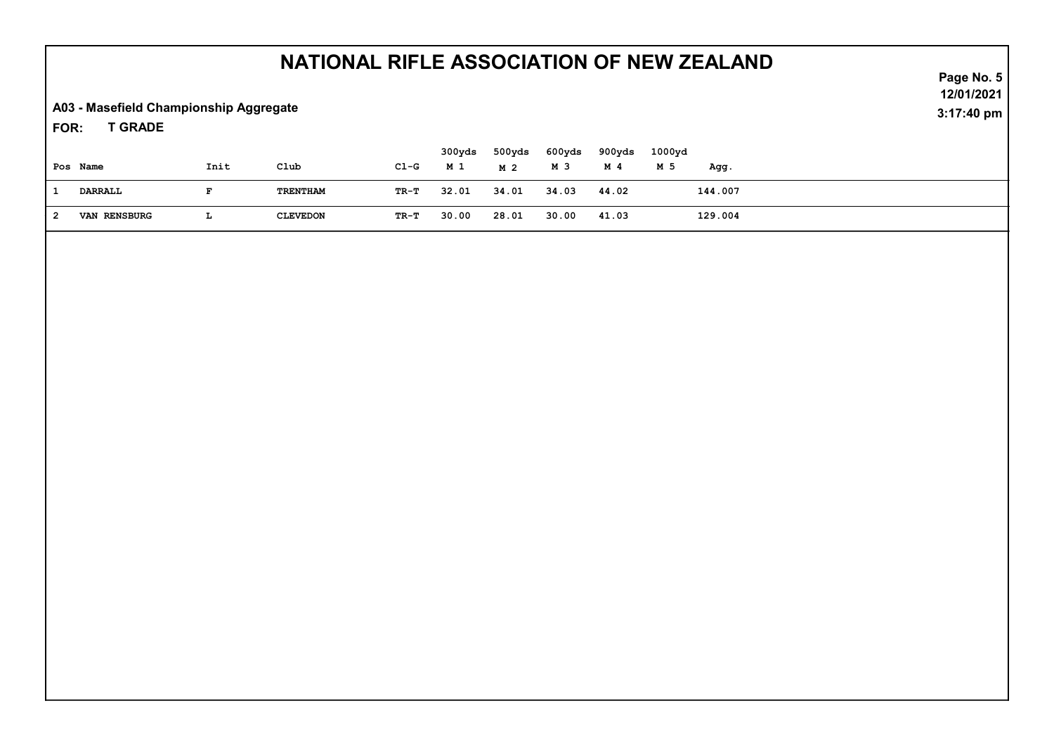# NATIONAL RIFLE ASSOCIATION OF NEW ZEALAND

**A03 - Masefield Championship Aggregate**

**FOR: T GRADE**

| Pos | Name | Init | Club | Cl-G | 300yds M 1 | 500yds M 2 | 600yds M 3 | 900yds M 4 | 1000yd M 5 | Agg. |
|---|---|---|---|---|---|---|---|---|---|---|
| 1 | DARRALL | F | TRENTHAM | TR-T | 32.01 | 34.01 | 34.03 | 44.02 | | 144.007 |
| 2 | VAN RENSBURG | L | CLEVEDON | TR-T | 30.00 | 28.01 | 30.00 | 41.03 | | 129.004 |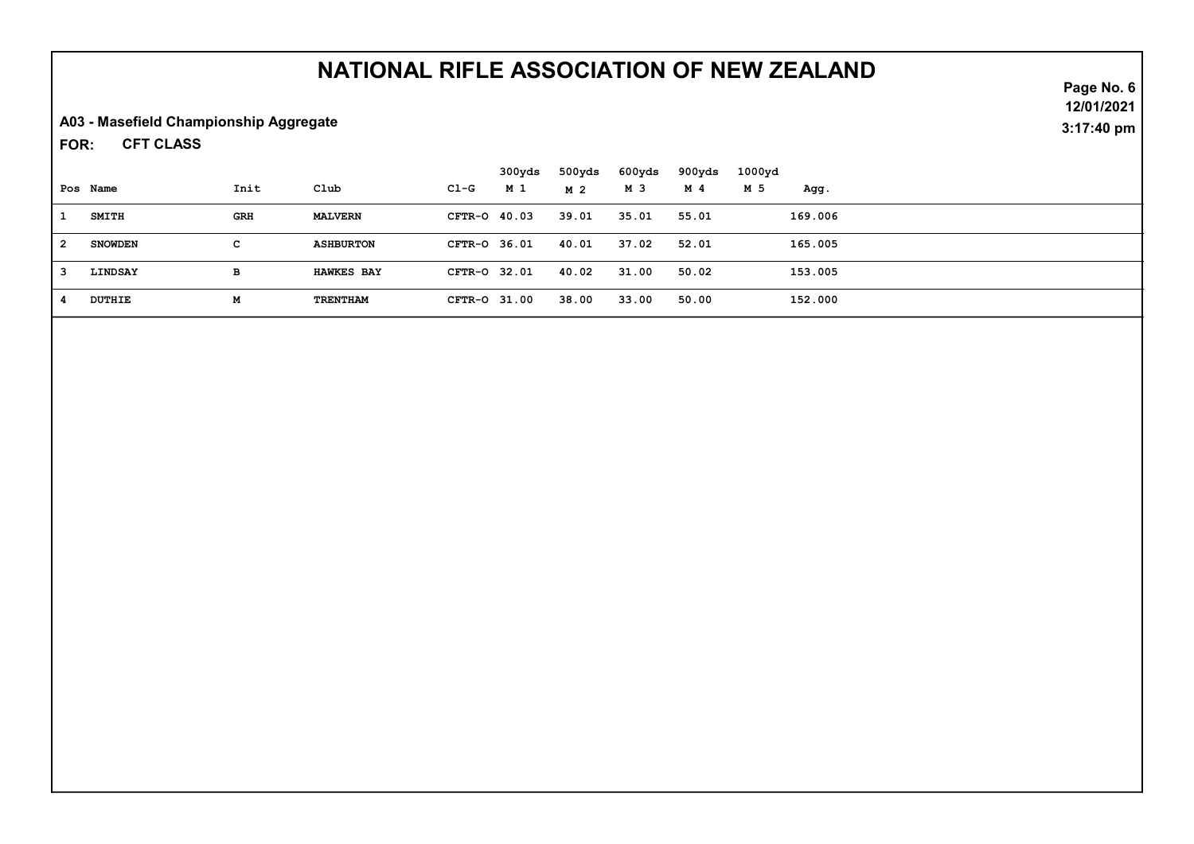# NATIONAL RIFLE ASSOCIATION OF NEW ZEALAND

12/01/2021
3:17:40 pm

**A03 - Masefield Championship Aggregate**

**FOR: CFT CLASS**

| Pos | Name | Init | Club | Cl-G | 300yds M 1 | 500yds M 2 | 600yds M 3 | 900yds M 4 | 1000yd M 5 | Agg. |
|---|---|---|---|---|---|---|---|---|---|---|
| 1 | SMITH | GRH | MALVERN | CFTR-O | 40.03 | 39.01 | 35.01 | 55.01 | | 169.006 |
| 2 | SNOWDEN | C | ASHBURTON | CFTR-O | 36.01 | 40.01 | 37.02 | 52.01 | | 165.005 |
| 3 | LINDSAY | B | HAWKES BAY | CFTR-O | 32.01 | 40.02 | 31.00 | 50.02 | | 153.005 |
| 4 | DUTHIE | M | TRENTHAM | CFTR-O | 31.00 | 38.00 | 33.00 | 50.00 | | 152.000 |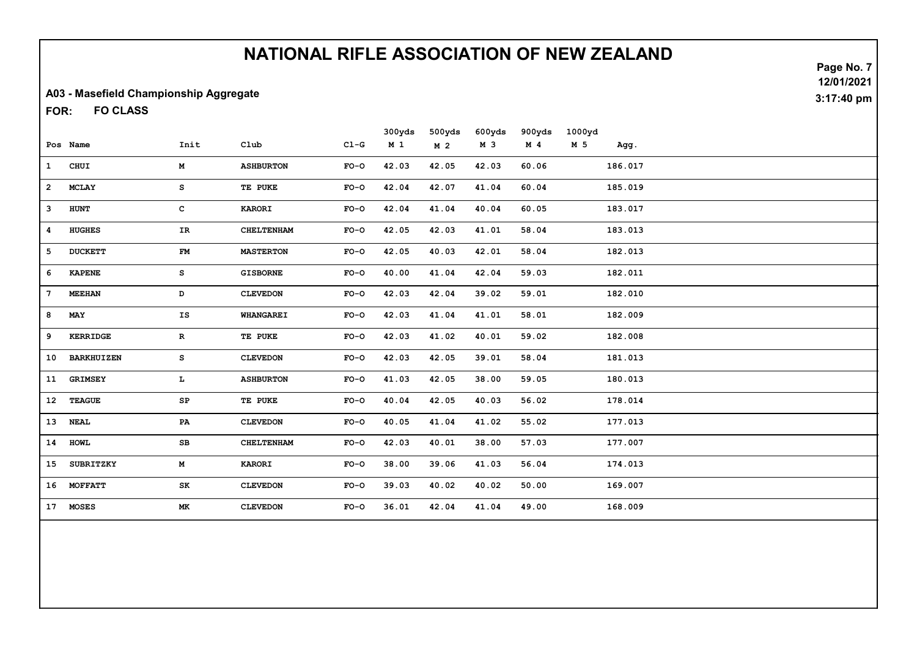# NATIONAL RIFLE ASSOCIATION OF NEW ZEALAND

12/01/2021
3:17:40 pm

**A03 - Masefield Championship Aggregate**

**FOR: FO CLASS**

| Pos | Name | Init | Club | Cl-G | 300yds M 1 | 500yds M 2 | 600yds M 3 | 900yds M 4 | 1000yd M 5 | Agg. |
|---|---|---|---|---|---|---|---|---|---|---|
| 1 | CHUI | M | ASHBURTON | FO-O | 42.03 | 42.05 | 42.03 | 60.06 | | 186.017 |
| 2 | MCLAY | S | TE PUKE | FO-O | 42.04 | 42.07 | 41.04 | 60.04 | | 185.019 |
| 3 | HUNT | C | KARORI | FO-O | 42.04 | 41.04 | 40.04 | 60.05 | | 183.017 |
| 4 | HUGHES | IR | CHELTENHAM | FO-O | 42.05 | 42.03 | 41.01 | 58.04 | | 183.013 |
| 5 | DUCKETT | FM | MASTERTON | FO-O | 42.05 | 40.03 | 42.01 | 58.04 | | 182.013 |
| 6 | KAPENE | S | GISBORNE | FO-O | 40.00 | 41.04 | 42.04 | 59.03 | | 182.011 |
| 7 | MEEHAN | D | CLEVEDON | FO-O | 42.03 | 42.04 | 39.02 | 59.01 | | 182.010 |
| 8 | MAY | IS | WHANGAREI | FO-O | 42.03 | 41.04 | 41.01 | 58.01 | | 182.009 |
| 9 | KERRIDGE | R | TE PUKE | FO-O | 42.03 | 41.02 | 40.01 | 59.02 | | 182.008 |
| 10 | BARKHUIZEN | S | CLEVEDON | FO-O | 42.03 | 42.05 | 39.01 | 58.04 | | 181.013 |
| 11 | GRIMSEY | L | ASHBURTON | FO-O | 41.03 | 42.05 | 38.00 | 59.05 | | 180.013 |
| 12 | TEAGUE | SP | TE PUKE | FO-O | 40.04 | 42.05 | 40.03 | 56.02 | | 178.014 |
| 13 | NEAL | PA | CLEVEDON | FO-O | 40.05 | 41.04 | 41.02 | 55.02 | | 177.013 |
| 14 | HOWL | SB | CHELTENHAM | FO-O | 42.03 | 40.01 | 38.00 | 57.03 | | 177.007 |
| 15 | SUBRITZKY | M | KARORI | FO-O | 38.00 | 39.06 | 41.03 | 56.04 | | 174.013 |
| 16 | MOFFATT | SK | CLEVEDON | FO-O | 39.03 | 40.02 | 40.02 | 50.00 | | 169.007 |
| 17 | MOSES | MK | CLEVEDON | FO-O | 36.01 | 42.04 | 41.04 | 49.00 | | 168.009 |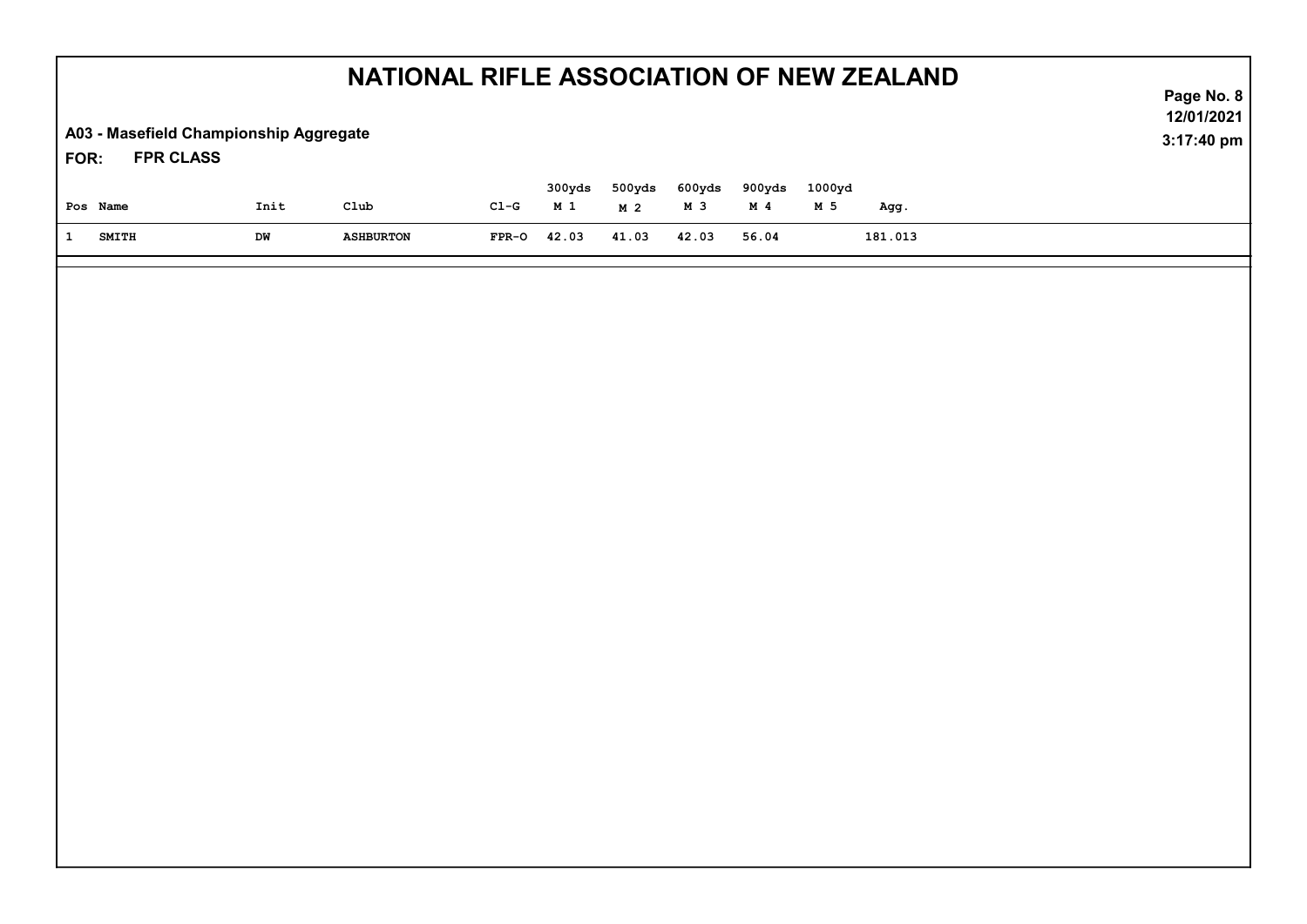# NATIONAL RIFLE ASSOCIATION OF NEW ZEALAND

**A03 - Masefield Championship Aggregate**

**FOR: FPR CLASS**

| Pos | Name | Init | Club | Cl-G | 300yds M 1 | 500yds M 2 | 600yds M 3 | 900yds M 4 | 1000yd M 5 | Agg. |
|---|---|---|---|---|---|---|---|---|---|---|
| 1 | SMITH | DW | ASHBURTON | FPR-O | 42.03 | 41.03 | 42.03 | 56.04 | | 181.013 |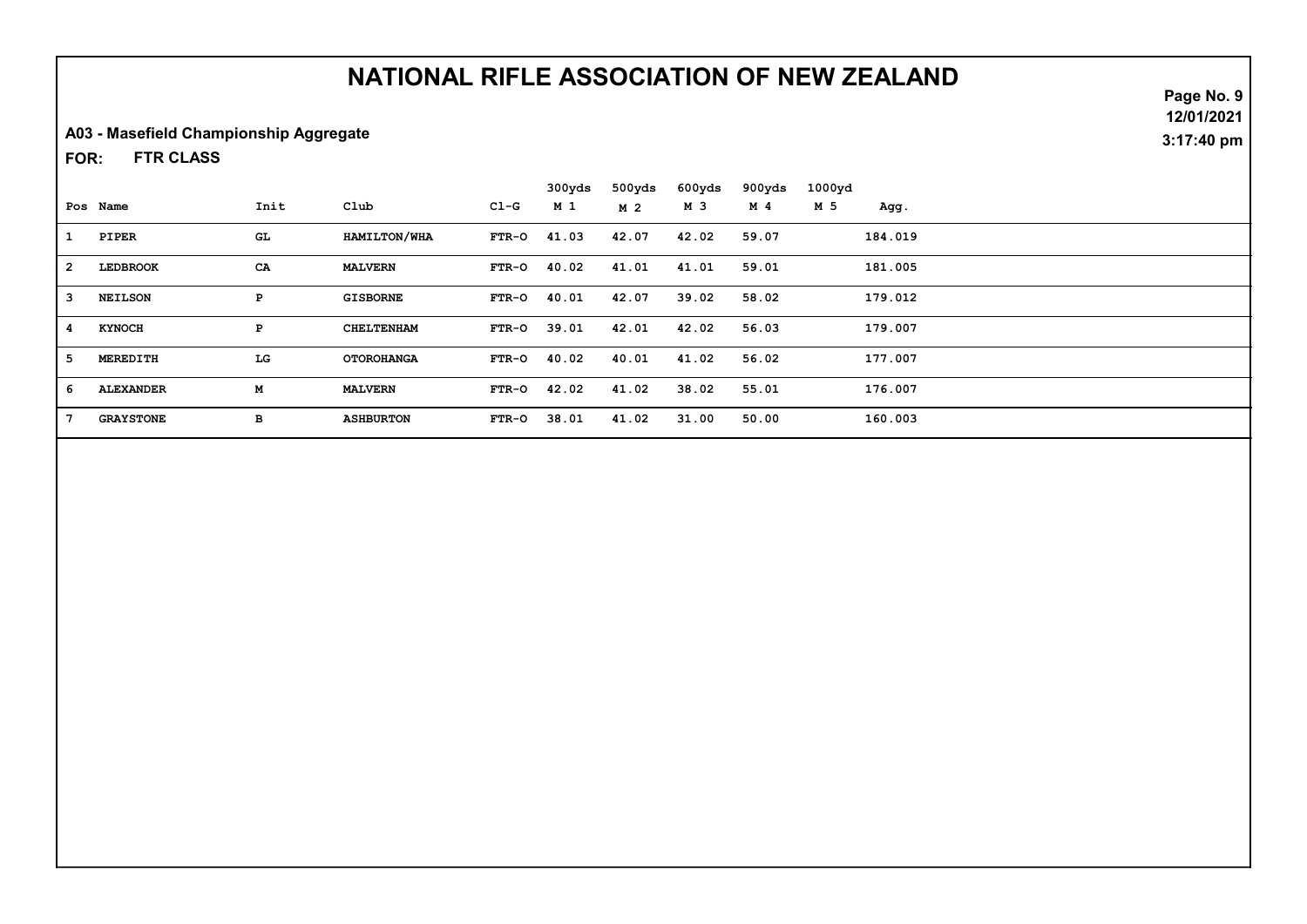# NATIONAL RIFLE ASSOCIATION OF NEW ZEALAND

12/01/2021
3:17:40 pm

**A03 - Masefield Championship Aggregate**

**FOR: FTR CLASS**

| Pos | Name | Init | Club | Cl-G | 300yds M 1 | 500yds M 2 | 600yds M 3 | 900yds M 4 | 1000yd M 5 | Agg. |
|---|---|---|---|---|---|---|---|---|---|---|
| 1 | PIPER | GL | HAMILTON/WHA | FTR-O | 41.03 | 42.07 | 42.02 | 59.07 | | 184.019 |
| 2 | LEDBROOK | CA | MALVERN | FTR-O | 40.02 | 41.01 | 41.01 | 59.01 | | 181.005 |
| 3 | NEILSON | P | GISBORNE | FTR-O | 40.01 | 42.07 | 39.02 | 58.02 | | 179.012 |
| 4 | KYNOCH | P | CHELTENHAM | FTR-O | 39.01 | 42.01 | 42.02 | 56.03 | | 179.007 |
| 5 | MEREDITH | LG | OTOROHANGA | FTR-O | 40.02 | 40.01 | 41.02 | 56.02 | | 177.007 |
| 6 | ALEXANDER | M | MALVERN | FTR-O | 42.02 | 41.02 | 38.02 | 55.01 | | 176.007 |
| 7 | GRAYSTONE | B | ASHBURTON | FTR-O | 38.01 | 41.02 | 31.00 | 50.00 | | 160.003 |